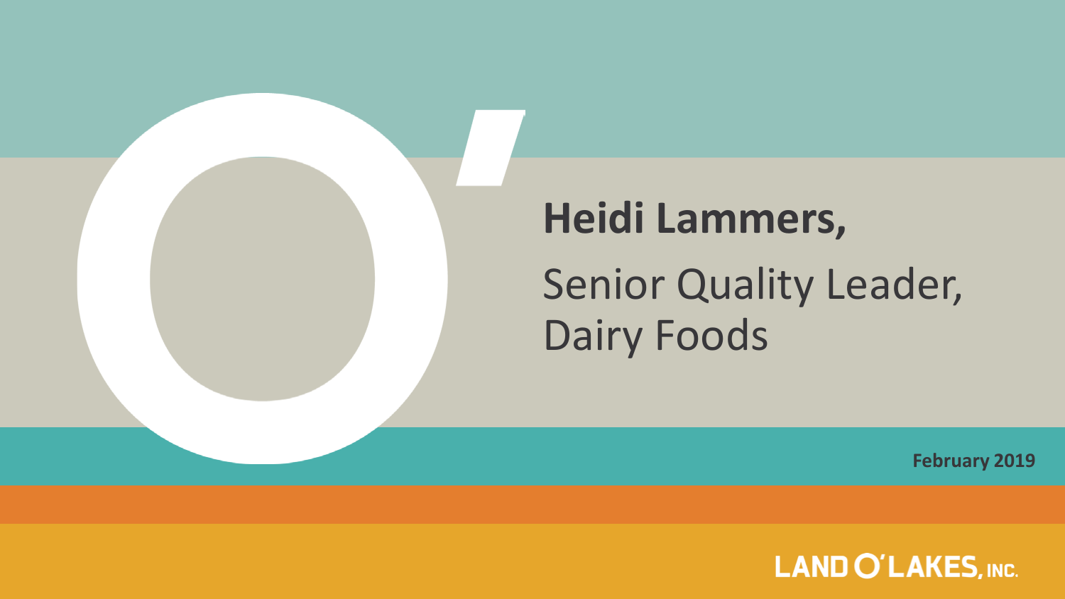# Heidi Lammers,

Senior Quality Leader, Dairy Foods

**February 2019**

LAND O'LAKES, INC.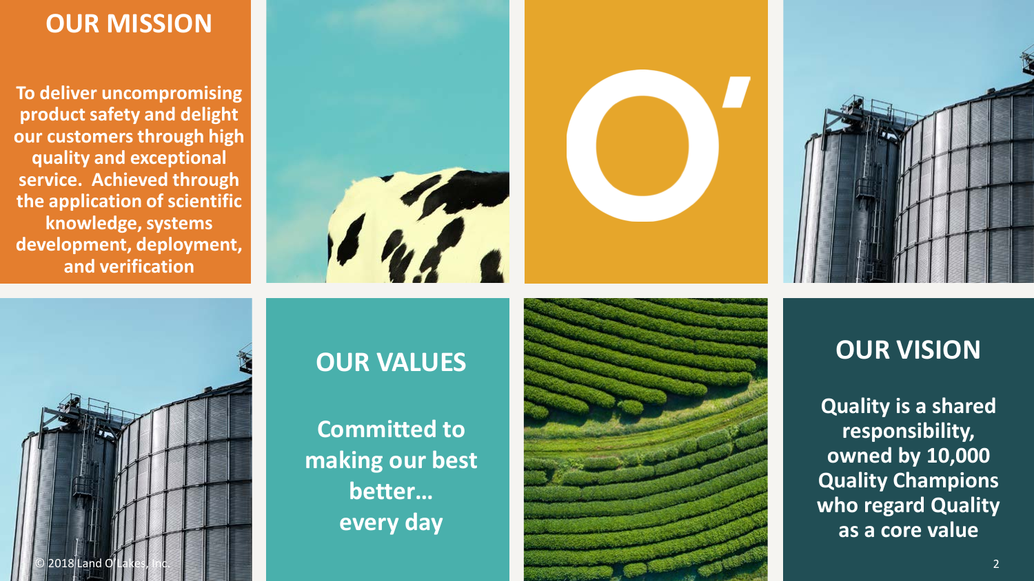## OUR MISSION

To deliver uncompromising product safety and delight our customers through high quality and exceptional service. Achieved through the application of scientific knowledge, systems development, deployment, and verification

## OUR VALUES

Committed to making our best better… every day

## OUR VISION

Quality is a shared responsibility, owned by 10,000 Quality Champions who regard Quality as a core value

© 2018 Land O'Lakes, Inc.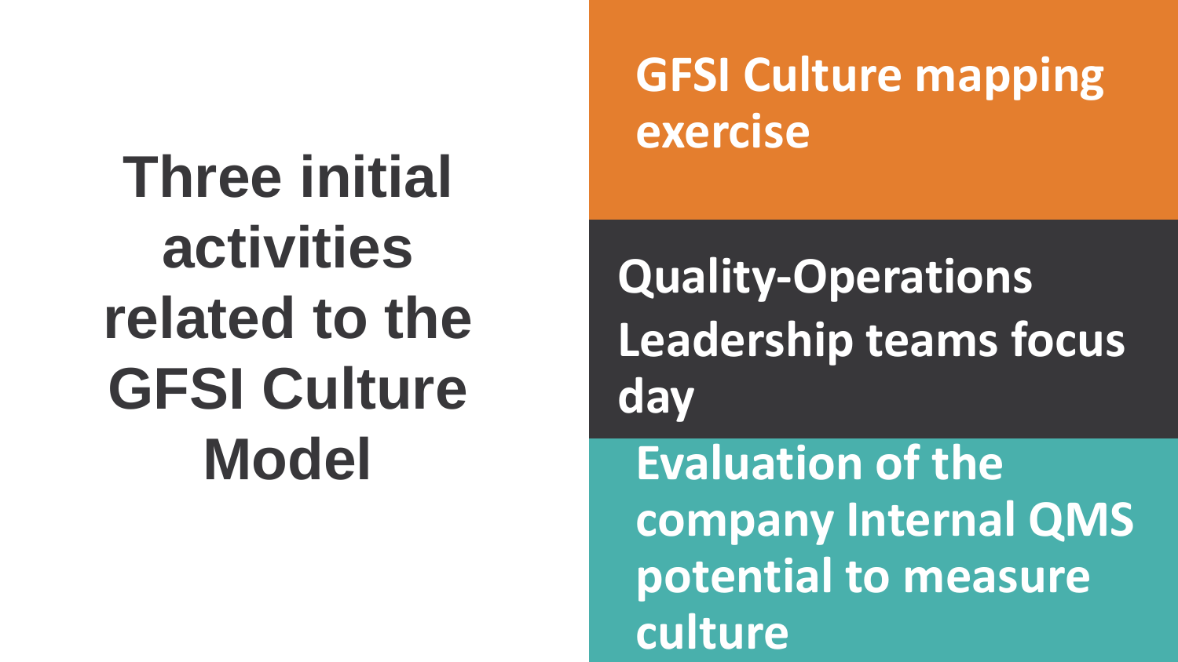# Three initial activities related to the GFSI Culture Model

- **GFSI Culture mapping exercise**
- **Quality-Operations Leadership teams focus day**
- **Evaluation of the company Internal QMS potential to measure culture**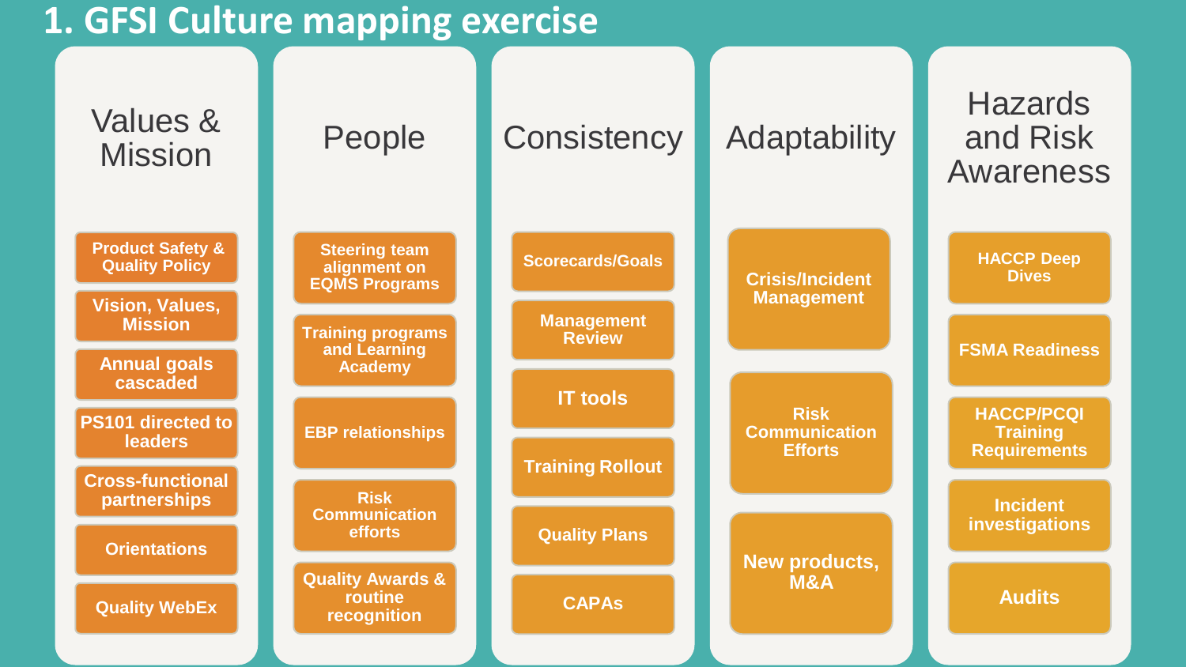# 1. GFSI Culture mapping exercise

## Values & Mission

- Product Safety & Quality Policy
- Vision, Values, Mission
- Annual goals cascaded
- PS101 directed to leaders
- Cross-functional partnerships
- Orientations
- Quality WebEx

## People

- Steering team alignment on EQMS Programs
- Training programs and Learning Academy
- EBP relationships
- Risk Communication efforts
- Quality Awards & routine recognition

## Consistency

- Scorecards/Goals
- Management Review
- IT tools
- Training Rollout
- Quality Plans
- CAPAs

## Adaptability

- Crisis/Incident Management
- Risk Communication Efforts
- New products, M&A

## Hazards and Risk Awareness

- HACCP Deep Dives
- FSMA Readiness
- HACCP/PCQI Training Requirements
- Incident investigations
- Audits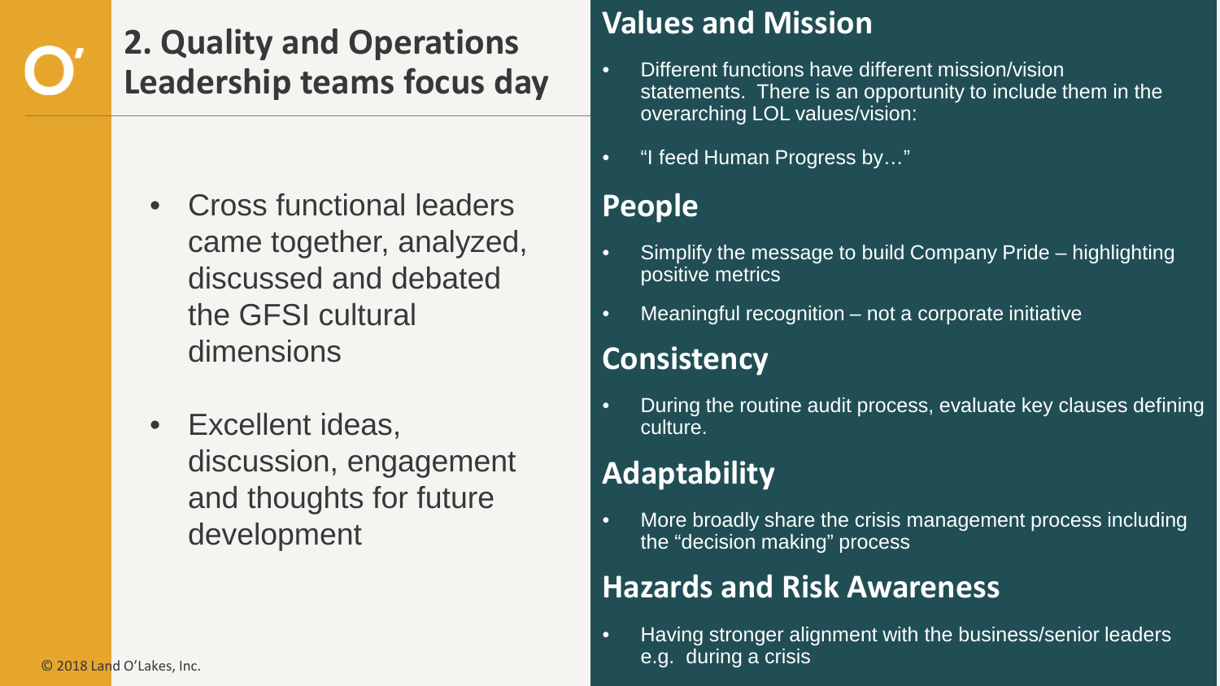# 2. Quality and Operations Leadership teams focus day

- Cross functional leaders came together, analyzed, discussed and debated the GFSI cultural dimensions
- Excellent ideas, discussion, engagement and thoughts for future development

## Values and Mission

- Different functions have different mission/vision statements. There is an opportunity to include them in the overarching LOL values/vision:
- "I feed Human Progress by…"

## People

- Simplify the message to build Company Pride – highlighting positive metrics
- Meaningful recognition – not a corporate initiative

## Consistency

- During the routine audit process, evaluate key clauses defining culture.

## Adaptability

- More broadly share the crisis management process including the "decision making" process

## Hazards and Risk Awareness

- Having stronger alignment with the business/senior leaders e.g. during a crisis

© 2018 Land O'Lakes, Inc.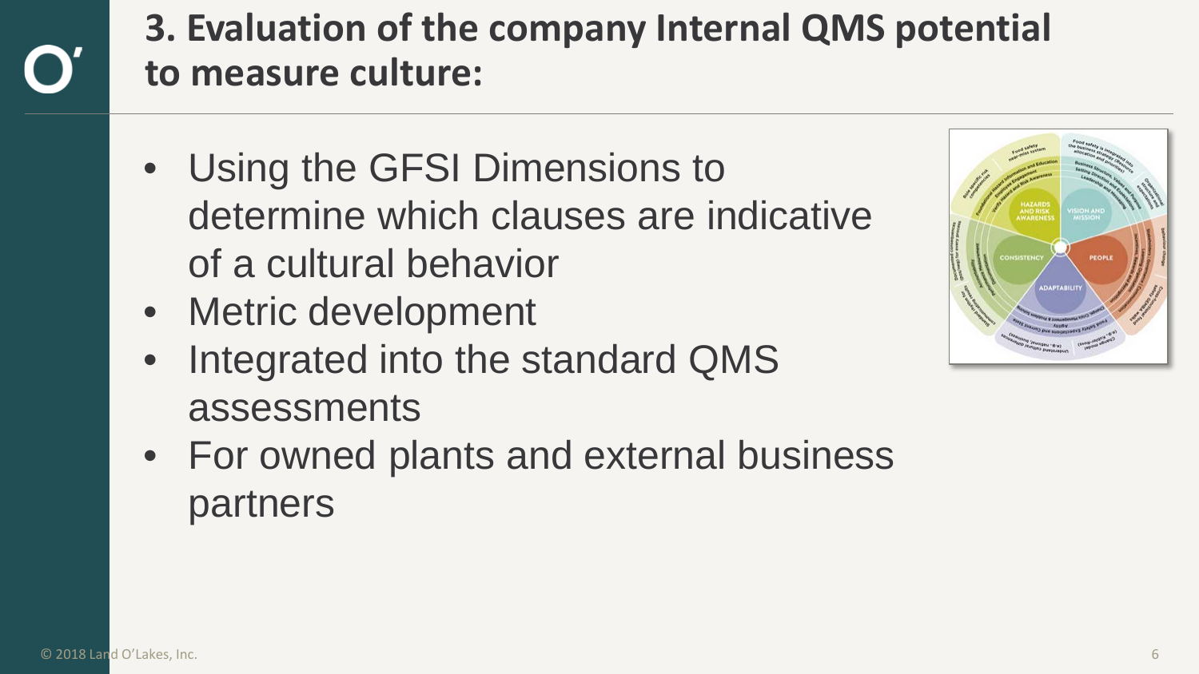# 3. Evaluation of the company Internal QMS potential to measure culture:

- Using the GFSI Dimensions to determine which clauses are indicative of a cultural behavior
- Metric development
- Integrated into the standard QMS assessments
- For owned plants and external business partners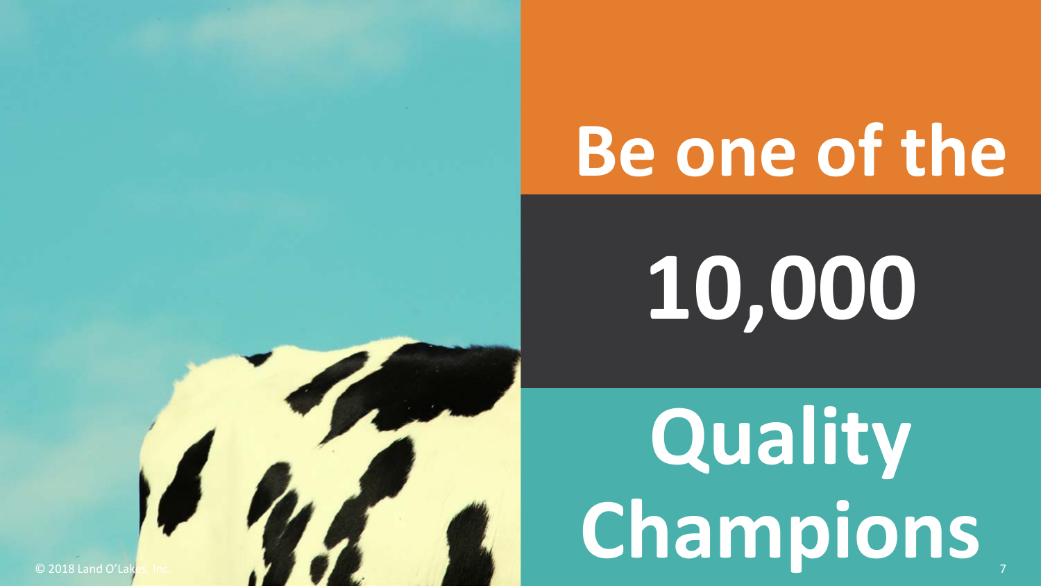# Be one of the

# 10,000

# Quality Champions

© 2018 Land O'Lakes, Inc.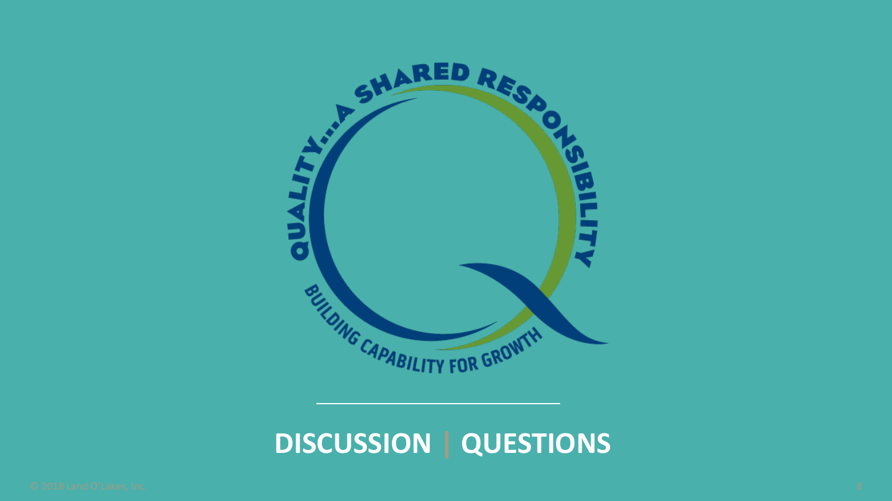QUALITY...A SHARED RESPONSIBILITY

BUILDING CAPABILITY FOR GROWTH

**DISCUSSION | QUESTIONS**

© 2018 Land O'Lakes, Inc.